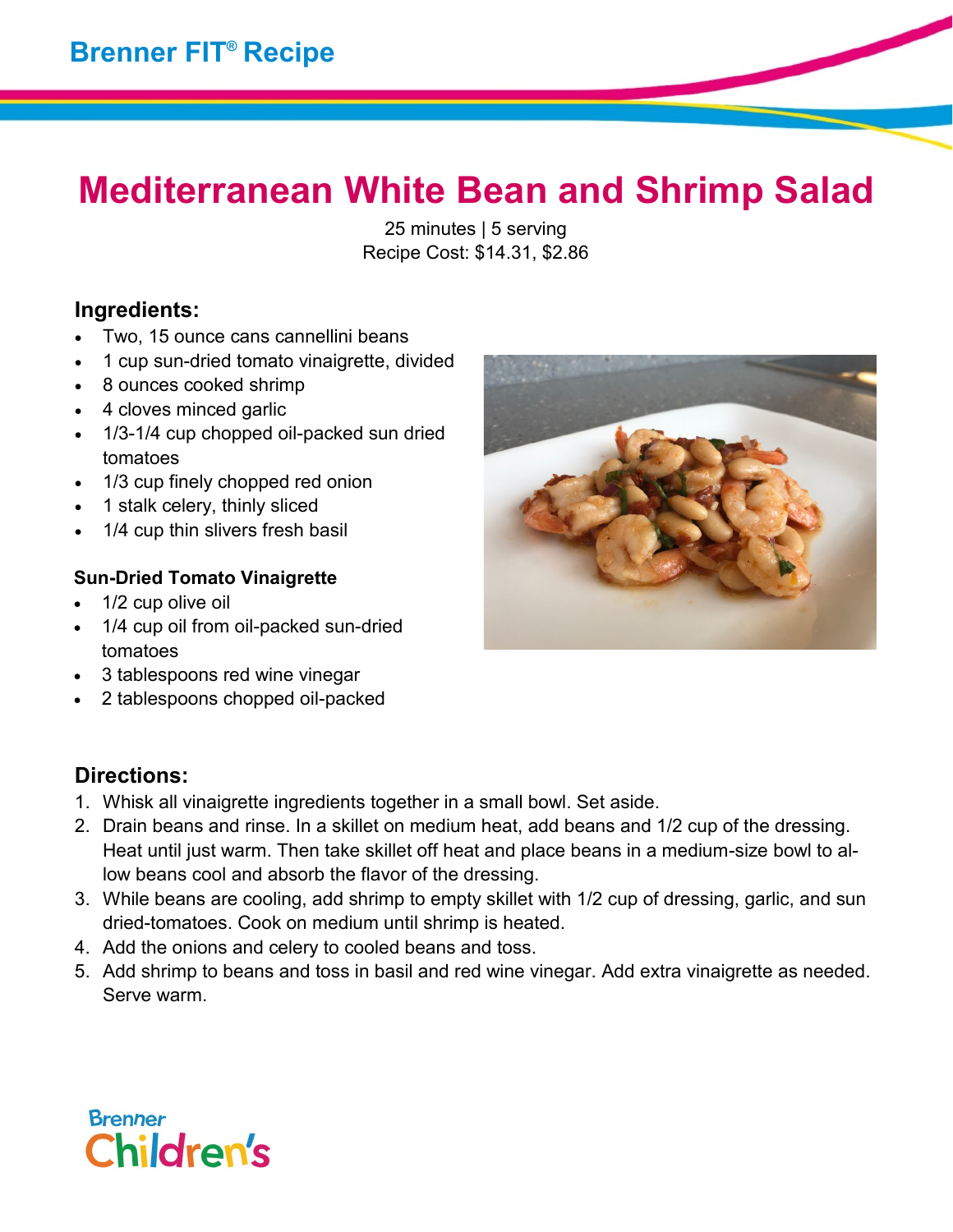Brenner FIT® Recipe

# Mediterranean White Bean and Shrimp Salad

25 minutes | 5 serving
Recipe Cost: $14.31, $2.86

## Ingredients:

- Two, 15 ounce cans cannellini beans
- 1 cup sun-dried tomato vinaigrette, divided
- 8 ounces cooked shrimp
- 4 cloves minced garlic
- 1/3-1/4 cup chopped oil-packed sun dried tomatoes
- 1/3 cup finely chopped red onion
- 1 stalk celery, thinly sliced
- 1/4 cup thin slivers fresh basil

### Sun-Dried Tomato Vinaigrette

- 1/2 cup olive oil
- 1/4 cup oil from oil-packed sun-dried tomatoes
- 3 tablespoons red wine vinegar
- 2 tablespoons chopped oil-packed

## Directions:

1. Whisk all vinaigrette ingredients together in a small bowl. Set aside.
2. Drain beans and rinse. In a skillet on medium heat, add beans and 1/2 cup of the dressing. Heat until just warm. Then take skillet off heat and place beans in a medium-size bowl to allow beans cool and absorb the flavor of the dressing.
3. While beans are cooling, add shrimp to empty skillet with 1/2 cup of dressing, garlic, and sun dried-tomatoes. Cook on medium until shrimp is heated.
4. Add the onions and celery to cooled beans and toss.
5. Add shrimp to beans and toss in basil and red wine vinegar. Add extra vinaigrette as needed. Serve warm.

Brenner Children's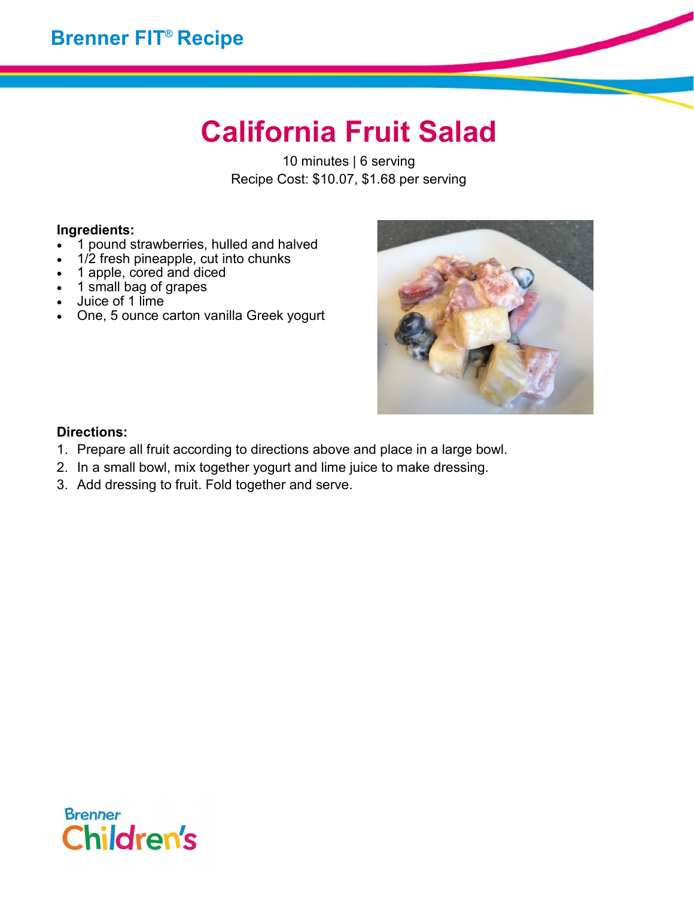Brenner FIT® Recipe

# California Fruit Salad

10 minutes | 6 serving
Recipe Cost: $10.07, $1.68 per serving

**Ingredients:**

- 1 pound strawberries, hulled and halved
- 1/2 fresh pineapple, cut into chunks
- 1 apple, cored and diced
- 1 small bag of grapes
- Juice of 1 lime
- One, 5 ounce carton vanilla Greek yogurt

**Directions:**

1. Prepare all fruit according to directions above and place in a large bowl.
2. In a small bowl, mix together yogurt and lime juice to make dressing.
3. Add dressing to fruit. Fold together and serve.

Brenner Children's